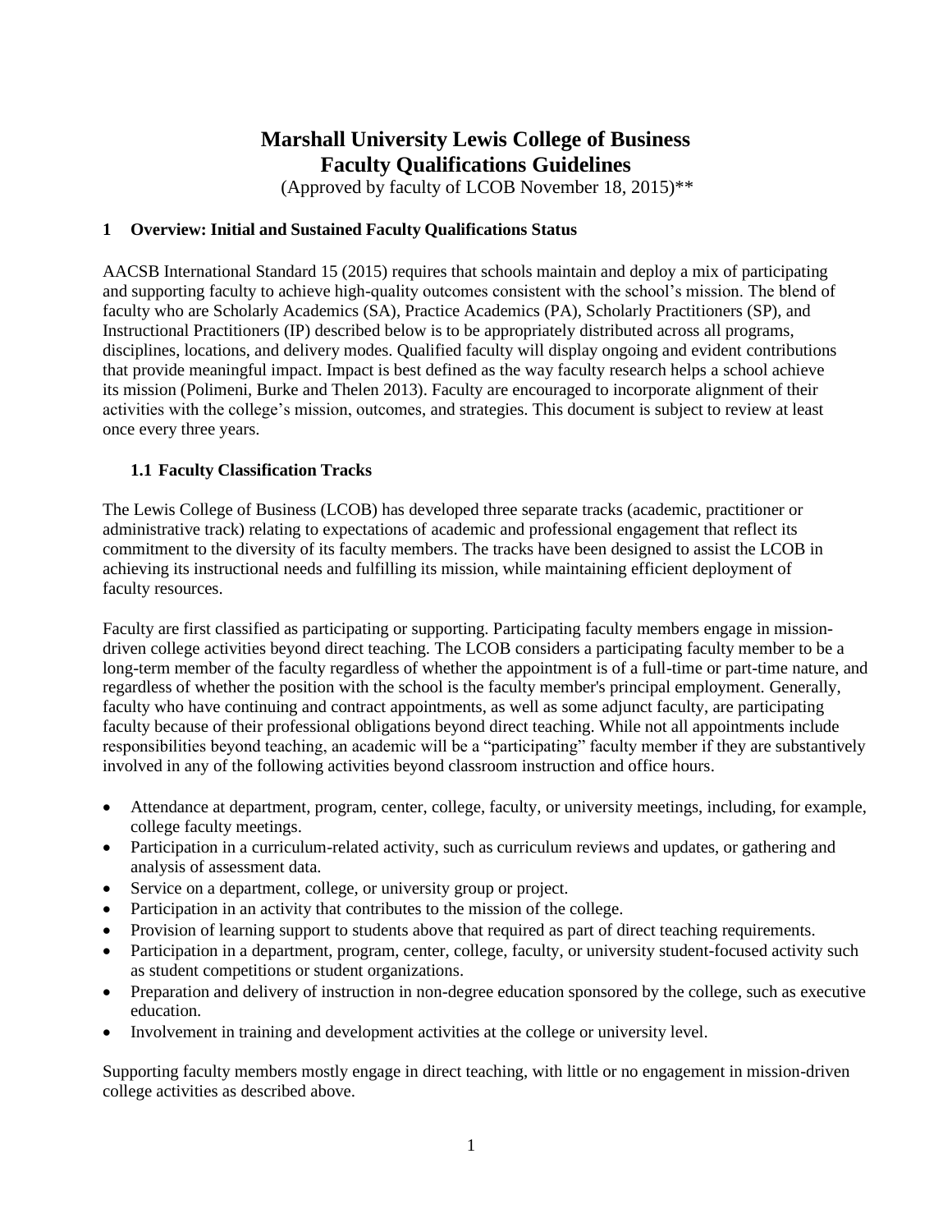# Marshall University Lewis College of Business
# Faculty Qualifications Guidelines

(Approved by faculty of LCOB November 18, 2015)**

## 1 Overview: Initial and Sustained Faculty Qualifications Status

AACSB International Standard 15 (2015) requires that schools maintain and deploy a mix of participating and supporting faculty to achieve high-quality outcomes consistent with the school's mission. The blend of faculty who are Scholarly Academics (SA), Practice Academics (PA), Scholarly Practitioners (SP), and Instructional Practitioners (IP) described below is to be appropriately distributed across all programs, disciplines, locations, and delivery modes. Qualified faculty will display ongoing and evident contributions that provide meaningful impact. Impact is best defined as the way faculty research helps a school achieve its mission (Polimeni, Burke and Thelen 2013). Faculty are encouraged to incorporate alignment of their activities with the college's mission, outcomes, and strategies. This document is subject to review at least once every three years.

### 1.1 Faculty Classification Tracks

The Lewis College of Business (LCOB) has developed three separate tracks (academic, practitioner or administrative track) relating to expectations of academic and professional engagement that reflect its commitment to the diversity of its faculty members. The tracks have been designed to assist the LCOB in achieving its instructional needs and fulfilling its mission, while maintaining efficient deployment of faculty resources.

Faculty are first classified as participating or supporting. Participating faculty members engage in mission-driven college activities beyond direct teaching. The LCOB considers a participating faculty member to be a long-term member of the faculty regardless of whether the appointment is of a full-time or part-time nature, and regardless of whether the position with the school is the faculty member's principal employment. Generally, faculty who have continuing and contract appointments, as well as some adjunct faculty, are participating faculty because of their professional obligations beyond direct teaching. While not all appointments include responsibilities beyond teaching, an academic will be a "participating" faculty member if they are substantively involved in any of the following activities beyond classroom instruction and office hours.

- Attendance at department, program, center, college, faculty, or university meetings, including, for example, college faculty meetings.
- Participation in a curriculum-related activity, such as curriculum reviews and updates, or gathering and analysis of assessment data.
- Service on a department, college, or university group or project.
- Participation in an activity that contributes to the mission of the college.
- Provision of learning support to students above that required as part of direct teaching requirements.
- Participation in a department, program, center, college, faculty, or university student-focused activity such as student competitions or student organizations.
- Preparation and delivery of instruction in non-degree education sponsored by the college, such as executive education.
- Involvement in training and development activities at the college or university level.

Supporting faculty members mostly engage in direct teaching, with little or no engagement in mission-driven college activities as described above.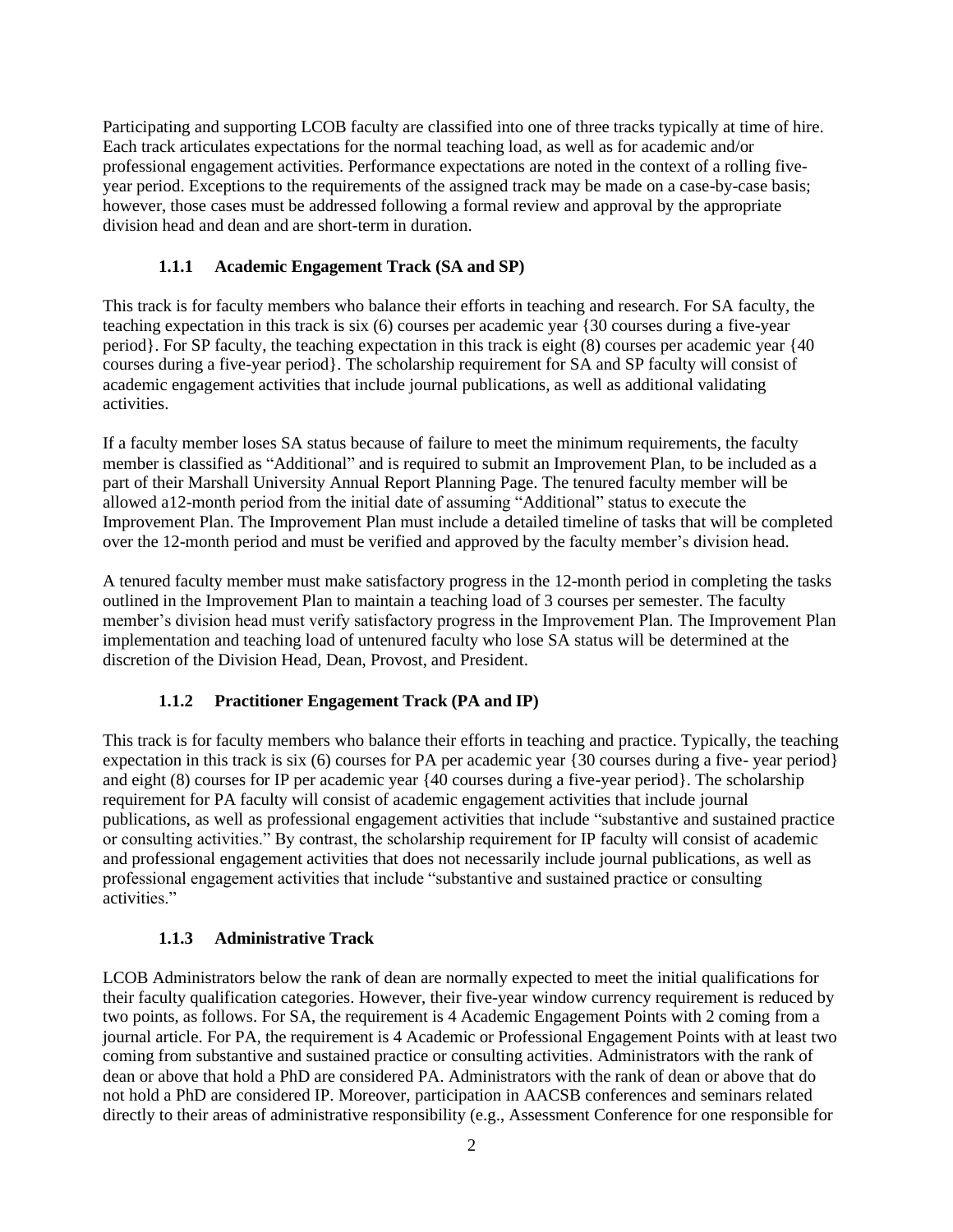Participating and supporting LCOB faculty are classified into one of three tracks typically at time of hire. Each track articulates expectations for the normal teaching load, as well as for academic and/or professional engagement activities. Performance expectations are noted in the context of a rolling five-year period. Exceptions to the requirements of the assigned track may be made on a case-by-case basis; however, those cases must be addressed following a formal review and approval by the appropriate division head and dean and are short-term in duration.

### 1.1.1 Academic Engagement Track (SA and SP)

This track is for faculty members who balance their efforts in teaching and research. For SA faculty, the teaching expectation in this track is six (6) courses per academic year {30 courses during a five-year period}. For SP faculty, the teaching expectation in this track is eight (8) courses per academic year {40 courses during a five-year period}. The scholarship requirement for SA and SP faculty will consist of academic engagement activities that include journal publications, as well as additional validating activities.

If a faculty member loses SA status because of failure to meet the minimum requirements, the faculty member is classified as "Additional" and is required to submit an Improvement Plan, to be included as a part of their Marshall University Annual Report Planning Page. The tenured faculty member will be allowed a12-month period from the initial date of assuming "Additional" status to execute the Improvement Plan. The Improvement Plan must include a detailed timeline of tasks that will be completed over the 12-month period and must be verified and approved by the faculty member's division head.

A tenured faculty member must make satisfactory progress in the 12-month period in completing the tasks outlined in the Improvement Plan to maintain a teaching load of 3 courses per semester. The faculty member's division head must verify satisfactory progress in the Improvement Plan. The Improvement Plan implementation and teaching load of untenured faculty who lose SA status will be determined at the discretion of the Division Head, Dean, Provost, and President.

### 1.1.2 Practitioner Engagement Track (PA and IP)

This track is for faculty members who balance their efforts in teaching and practice. Typically, the teaching expectation in this track is six (6) courses for PA per academic year {30 courses during a five- year period} and eight (8) courses for IP per academic year {40 courses during a five-year period}. The scholarship requirement for PA faculty will consist of academic engagement activities that include journal publications, as well as professional engagement activities that include "substantive and sustained practice or consulting activities." By contrast, the scholarship requirement for IP faculty will consist of academic and professional engagement activities that does not necessarily include journal publications, as well as professional engagement activities that include "substantive and sustained practice or consulting activities."

### 1.1.3 Administrative Track

LCOB Administrators below the rank of dean are normally expected to meet the initial qualifications for their faculty qualification categories. However, their five-year window currency requirement is reduced by two points, as follows. For SA, the requirement is 4 Academic Engagement Points with 2 coming from a journal article. For PA, the requirement is 4 Academic or Professional Engagement Points with at least two coming from substantive and sustained practice or consulting activities. Administrators with the rank of dean or above that hold a PhD are considered PA. Administrators with the rank of dean or above that do not hold a PhD are considered IP. Moreover, participation in AACSB conferences and seminars related directly to their areas of administrative responsibility (e.g., Assessment Conference for one responsible for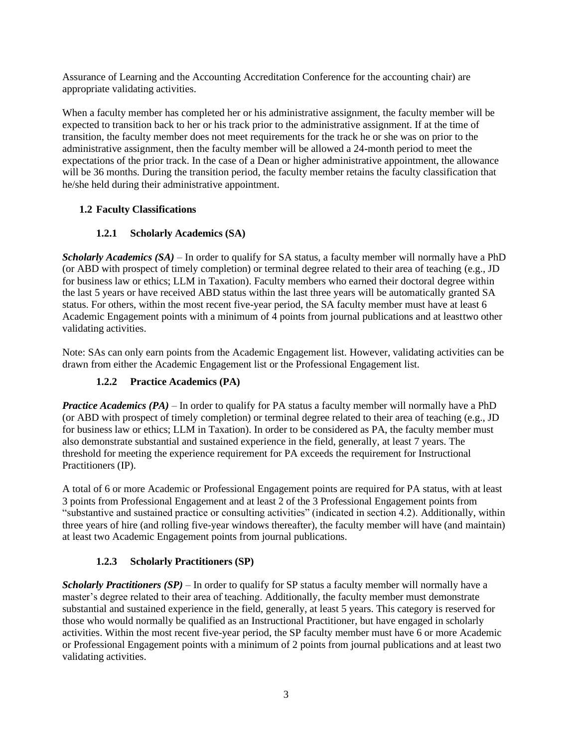Assurance of Learning and the Accounting Accreditation Conference for the accounting chair) are appropriate validating activities.

When a faculty member has completed her or his administrative assignment, the faculty member will be expected to transition back to her or his track prior to the administrative assignment. If at the time of transition, the faculty member does not meet requirements for the track he or she was on prior to the administrative assignment, then the faculty member will be allowed a 24-month period to meet the expectations of the prior track. In the case of a Dean or higher administrative appointment, the allowance will be 36 months. During the transition period, the faculty member retains the faculty classification that he/she held during their administrative appointment.

## 1.2 Faculty Classifications

### 1.2.1 Scholarly Academics (SA)

***Scholarly Academics (SA)*** – In order to qualify for SA status, a faculty member will normally have a PhD (or ABD with prospect of timely completion) or terminal degree related to their area of teaching (e.g., JD for business law or ethics; LLM in Taxation). Faculty members who earned their doctoral degree within the last 5 years or have received ABD status within the last three years will be automatically granted SA status. For others, within the most recent five-year period, the SA faculty member must have at least 6 Academic Engagement points with a minimum of 4 points from journal publications and at leasttwo other validating activities.

Note: SAs can only earn points from the Academic Engagement list. However, validating activities can be drawn from either the Academic Engagement list or the Professional Engagement list.

### 1.2.2 Practice Academics (PA)

***Practice Academics (PA)*** – In order to qualify for PA status a faculty member will normally have a PhD (or ABD with prospect of timely completion) or terminal degree related to their area of teaching (e.g., JD for business law or ethics; LLM in Taxation). In order to be considered as PA, the faculty member must also demonstrate substantial and sustained experience in the field, generally, at least 7 years. The threshold for meeting the experience requirement for PA exceeds the requirement for Instructional Practitioners (IP).

A total of 6 or more Academic or Professional Engagement points are required for PA status, with at least 3 points from Professional Engagement and at least 2 of the 3 Professional Engagement points from "substantive and sustained practice or consulting activities" (indicated in section 4.2). Additionally, within three years of hire (and rolling five-year windows thereafter), the faculty member will have (and maintain) at least two Academic Engagement points from journal publications.

### 1.2.3 Scholarly Practitioners (SP)

***Scholarly Practitioners (SP)*** – In order to qualify for SP status a faculty member will normally have a master's degree related to their area of teaching. Additionally, the faculty member must demonstrate substantial and sustained experience in the field, generally, at least 5 years. This category is reserved for those who would normally be qualified as an Instructional Practitioner, but have engaged in scholarly activities. Within the most recent five-year period, the SP faculty member must have 6 or more Academic or Professional Engagement points with a minimum of 2 points from journal publications and at least two validating activities.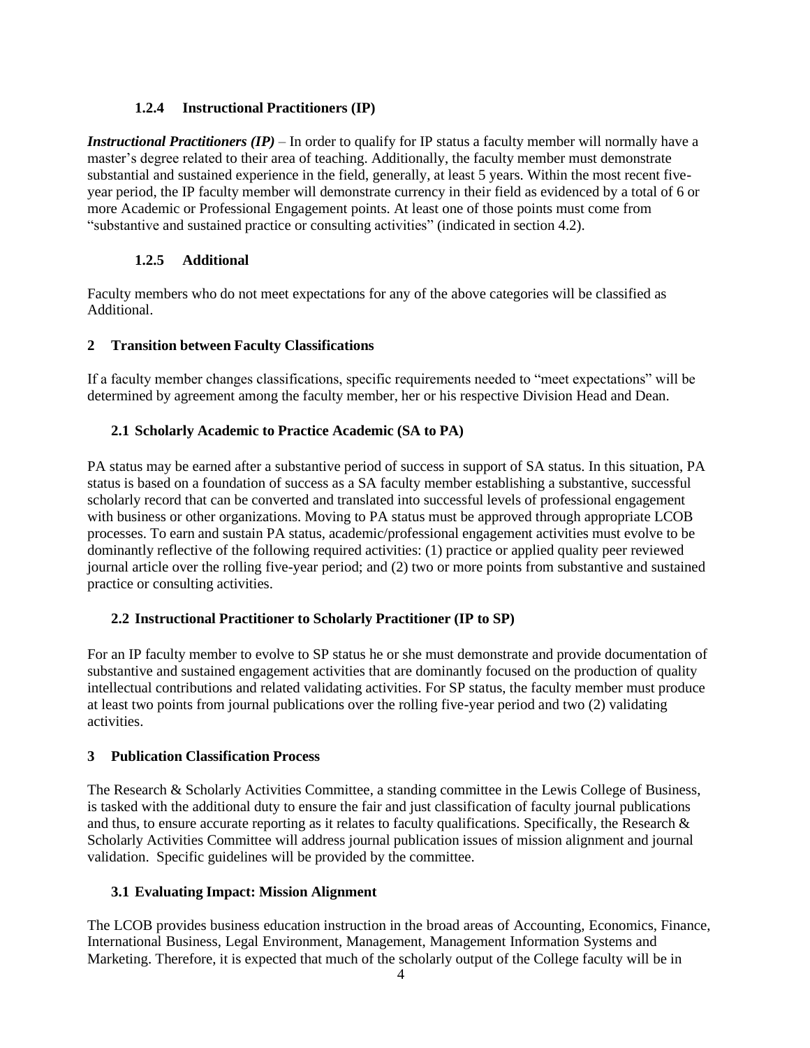### 1.2.4 Instructional Practitioners (IP)

***Instructional Practitioners (IP)*** – In order to qualify for IP status a faculty member will normally have a master's degree related to their area of teaching. Additionally, the faculty member must demonstrate substantial and sustained experience in the field, generally, at least 5 years. Within the most recent five-year period, the IP faculty member will demonstrate currency in their field as evidenced by a total of 6 or more Academic or Professional Engagement points. At least one of those points must come from "substantive and sustained practice or consulting activities" (indicated in section 4.2).

### 1.2.5 Additional

Faculty members who do not meet expectations for any of the above categories will be classified as Additional.

## 2 Transition between Faculty Classifications

If a faculty member changes classifications, specific requirements needed to "meet expectations" will be determined by agreement among the faculty member, her or his respective Division Head and Dean.

### 2.1 Scholarly Academic to Practice Academic (SA to PA)

PA status may be earned after a substantive period of success in support of SA status. In this situation, PA status is based on a foundation of success as a SA faculty member establishing a substantive, successful scholarly record that can be converted and translated into successful levels of professional engagement with business or other organizations. Moving to PA status must be approved through appropriate LCOB processes. To earn and sustain PA status, academic/professional engagement activities must evolve to be dominantly reflective of the following required activities: (1) practice or applied quality peer reviewed journal article over the rolling five-year period; and (2) two or more points from substantive and sustained practice or consulting activities.

### 2.2 Instructional Practitioner to Scholarly Practitioner (IP to SP)

For an IP faculty member to evolve to SP status he or she must demonstrate and provide documentation of substantive and sustained engagement activities that are dominantly focused on the production of quality intellectual contributions and related validating activities. For SP status, the faculty member must produce at least two points from journal publications over the rolling five-year period and two (2) validating activities.

## 3 Publication Classification Process

The Research & Scholarly Activities Committee, a standing committee in the Lewis College of Business, is tasked with the additional duty to ensure the fair and just classification of faculty journal publications and thus, to ensure accurate reporting as it relates to faculty qualifications. Specifically, the Research & Scholarly Activities Committee will address journal publication issues of mission alignment and journal validation. Specific guidelines will be provided by the committee.

### 3.1 Evaluating Impact: Mission Alignment

The LCOB provides business education instruction in the broad areas of Accounting, Economics, Finance, International Business, Legal Environment, Management, Management Information Systems and Marketing. Therefore, it is expected that much of the scholarly output of the College faculty will be in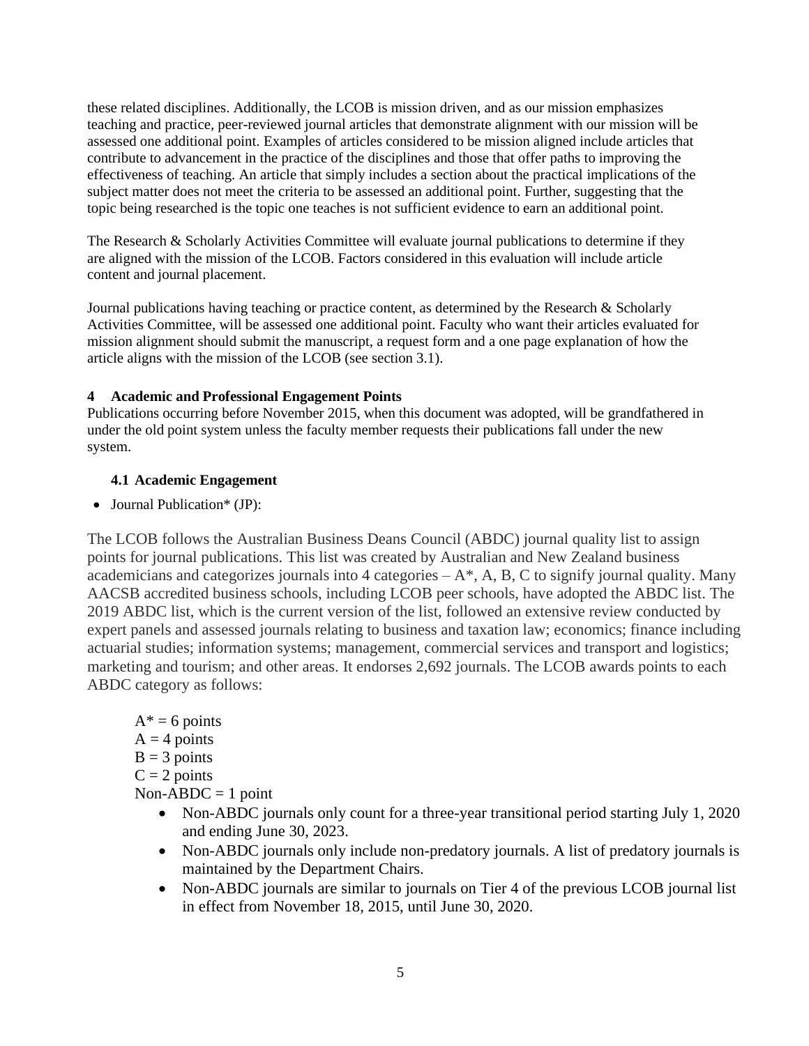these related disciplines. Additionally, the LCOB is mission driven, and as our mission emphasizes teaching and practice, peer-reviewed journal articles that demonstrate alignment with our mission will be assessed one additional point. Examples of articles considered to be mission aligned include articles that contribute to advancement in the practice of the disciplines and those that offer paths to improving the effectiveness of teaching. An article that simply includes a section about the practical implications of the subject matter does not meet the criteria to be assessed an additional point. Further, suggesting that the topic being researched is the topic one teaches is not sufficient evidence to earn an additional point.

The Research & Scholarly Activities Committee will evaluate journal publications to determine if they are aligned with the mission of the LCOB. Factors considered in this evaluation will include article content and journal placement.

Journal publications having teaching or practice content, as determined by the Research & Scholarly Activities Committee, will be assessed one additional point. Faculty who want their articles evaluated for mission alignment should submit the manuscript, a request form and a one page explanation of how the article aligns with the mission of the LCOB (see section 3.1).

## 4 Academic and Professional Engagement Points

Publications occurring before November 2015, when this document was adopted, will be grandfathered in under the old point system unless the faculty member requests their publications fall under the new system.

### 4.1 Academic Engagement

- Journal Publication* (JP):

The LCOB follows the Australian Business Deans Council (ABDC) journal quality list to assign points for journal publications. This list was created by Australian and New Zealand business academicians and categorizes journals into 4 categories – A*, A, B, C to signify journal quality. Many AACSB accredited business schools, including LCOB peer schools, have adopted the ABDC list. The 2019 ABDC list, which is the current version of the list, followed an extensive review conducted by expert panels and assessed journals relating to business and taxation law; economics; finance including actuarial studies; information systems; management, commercial services and transport and logistics; marketing and tourism; and other areas. It endorses 2,692 journals. The LCOB awards points to each ABDC category as follows:

A* = 6 points
A = 4 points
B = 3 points
C = 2 points
Non-ABDC = 1 point

- Non-ABDC journals only count for a three-year transitional period starting July 1, 2020 and ending June 30, 2023.
- Non-ABDC journals only include non-predatory journals. A list of predatory journals is maintained by the Department Chairs.
- Non-ABDC journals are similar to journals on Tier 4 of the previous LCOB journal list in effect from November 18, 2015, until June 30, 2020.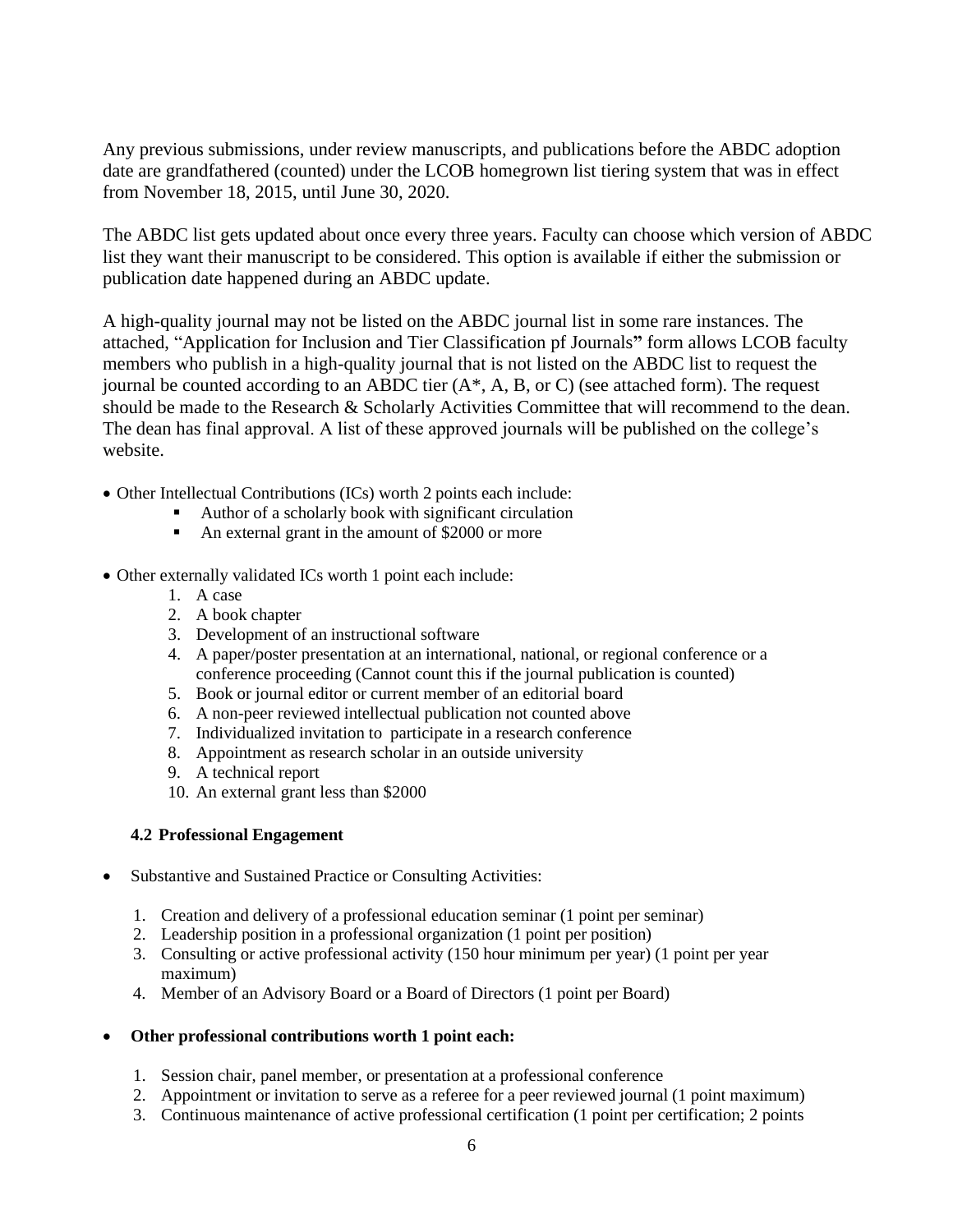Any previous submissions, under review manuscripts, and publications before the ABDC adoption date are grandfathered (counted) under the LCOB homegrown list tiering system that was in effect from November 18, 2015, until June 30, 2020.

The ABDC list gets updated about once every three years. Faculty can choose which version of ABDC list they want their manuscript to be considered. This option is available if either the submission or publication date happened during an ABDC update.

A high-quality journal may not be listed on the ABDC journal list in some rare instances. The attached, "Application for Inclusion and Tier Classification pf Journals**"** form allows LCOB faculty members who publish in a high-quality journal that is not listed on the ABDC list to request the journal be counted according to an ABDC tier (A*, A, B, or C) (see attached form). The request should be made to the Research & Scholarly Activities Committee that will recommend to the dean. The dean has final approval. A list of these approved journals will be published on the college's website.

- Other Intellectual Contributions (ICs) worth 2 points each include:
  - Author of a scholarly book with significant circulation
  - An external grant in the amount of $2000 or more

- Other externally validated ICs worth 1 point each include:
  1. A case
  2. A book chapter
  3. Development of an instructional software
  4. A paper/poster presentation at an international, national, or regional conference or a conference proceeding (Cannot count this if the journal publication is counted)
  5. Book or journal editor or current member of an editorial board
  6. A non-peer reviewed intellectual publication not counted above
  7. Individualized invitation to participate in a research conference
  8. Appointment as research scholar in an outside university
  9. A technical report
  10. An external grant less than $2000

### 4.2 Professional Engagement

- Substantive and Sustained Practice or Consulting Activities:
  1. Creation and delivery of a professional education seminar (1 point per seminar)
  2. Leadership position in a professional organization (1 point per position)
  3. Consulting or active professional activity (150 hour minimum per year) (1 point per year maximum)
  4. Member of an Advisory Board or a Board of Directors (1 point per Board)

- **Other professional contributions worth 1 point each:**
  1. Session chair, panel member, or presentation at a professional conference
  2. Appointment or invitation to serve as a referee for a peer reviewed journal (1 point maximum)
  3. Continuous maintenance of active professional certification (1 point per certification; 2 points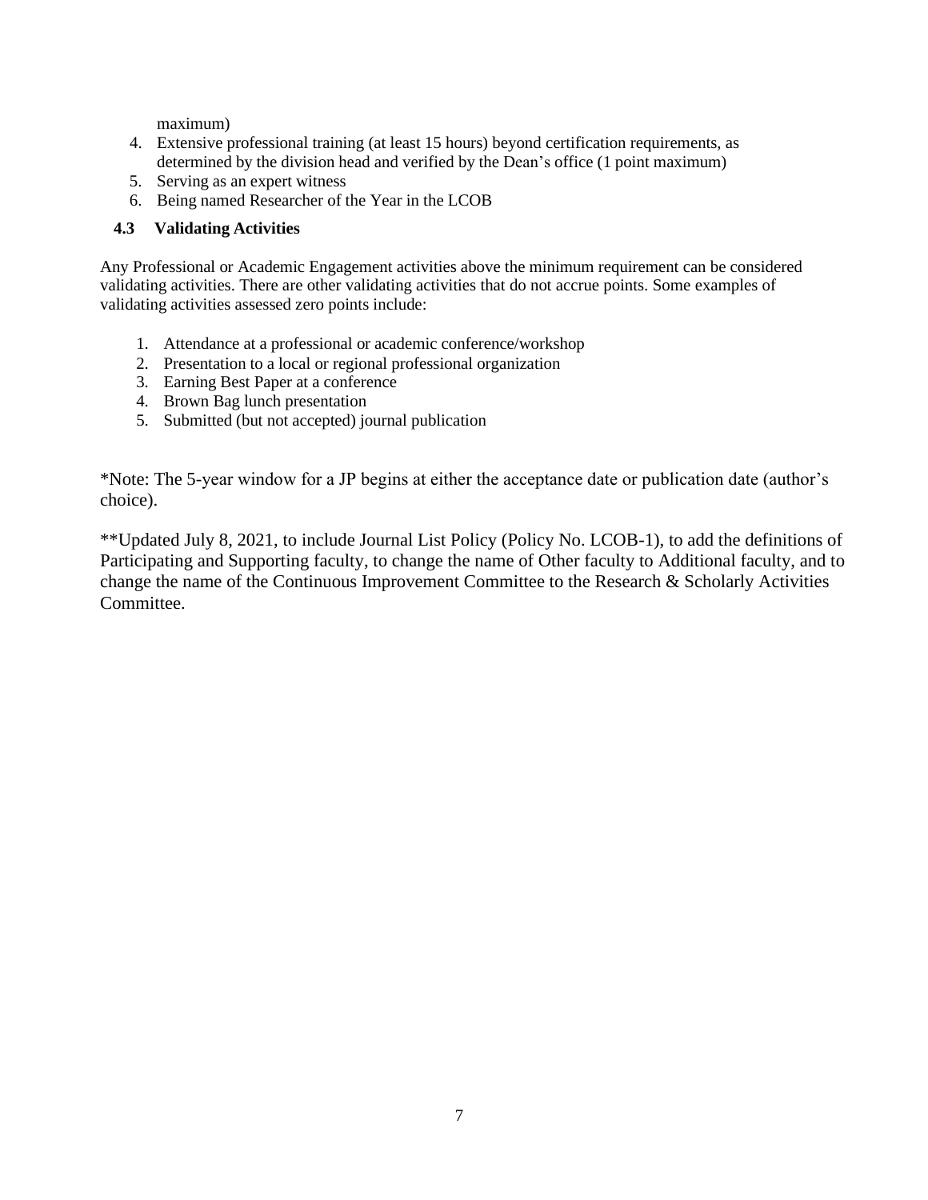maximum)

4. Extensive professional training (at least 15 hours) beyond certification requirements, as determined by the division head and verified by the Dean's office (1 point maximum)
5. Serving as an expert witness
6. Being named Researcher of the Year in the LCOB

### 4.3 Validating Activities

Any Professional or Academic Engagement activities above the minimum requirement can be considered validating activities. There are other validating activities that do not accrue points. Some examples of validating activities assessed zero points include:

1. Attendance at a professional or academic conference/workshop
2. Presentation to a local or regional professional organization
3. Earning Best Paper at a conference
4. Brown Bag lunch presentation
5. Submitted (but not accepted) journal publication

*Note: The 5-year window for a JP begins at either the acceptance date or publication date (author's choice).

**Updated July 8, 2021, to include Journal List Policy (Policy No. LCOB-1), to add the definitions of Participating and Supporting faculty, to change the name of Other faculty to Additional faculty, and to change the name of the Continuous Improvement Committee to the Research & Scholarly Activities Committee.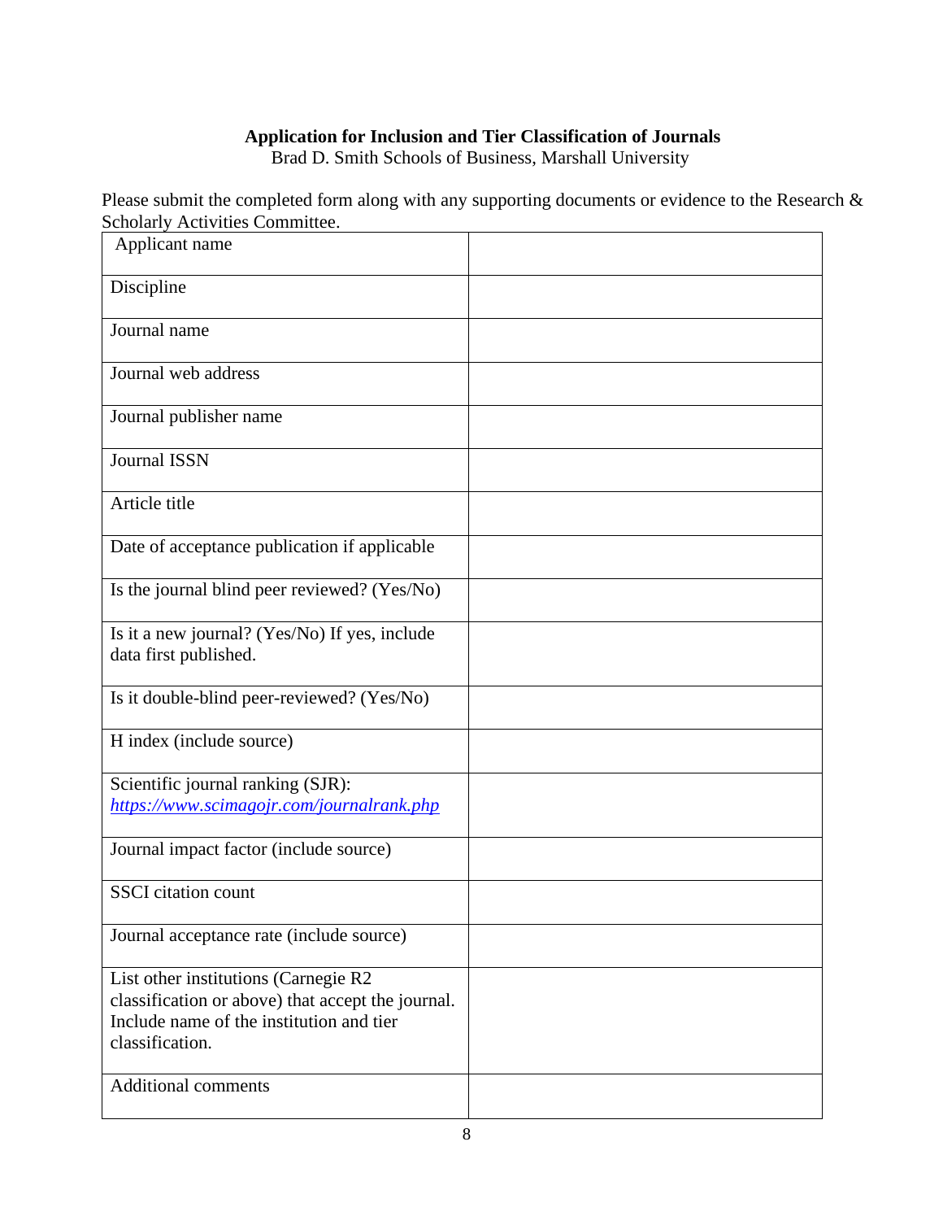**Application for Inclusion and Tier Classification of Journals**
Brad D. Smith Schools of Business, Marshall University

Please submit the completed form along with any supporting documents or evidence to the Research & Scholarly Activities Committee.

| | |
|---|---|
| Applicant name | |
| Discipline | |
| Journal name | |
| Journal web address | |
| Journal publisher name | |
| Journal ISSN | |
| Article title | |
| Date of acceptance publication if applicable | |
| Is the journal blind peer reviewed? (Yes/No) | |
| Is it a new journal? (Yes/No) If yes, include data first published. | |
| Is it double-blind peer-reviewed? (Yes/No) | |
| H index (include source) | |
| Scientific journal ranking (SJR): *https://www.scimagojr.com/journalrank.php* | |
| Journal impact factor (include source) | |
| SSCI citation count | |
| Journal acceptance rate (include source) | |
| List other institutions (Carnegie R2 classification or above) that accept the journal. Include name of the institution and tier classification. | |
| Additional comments | |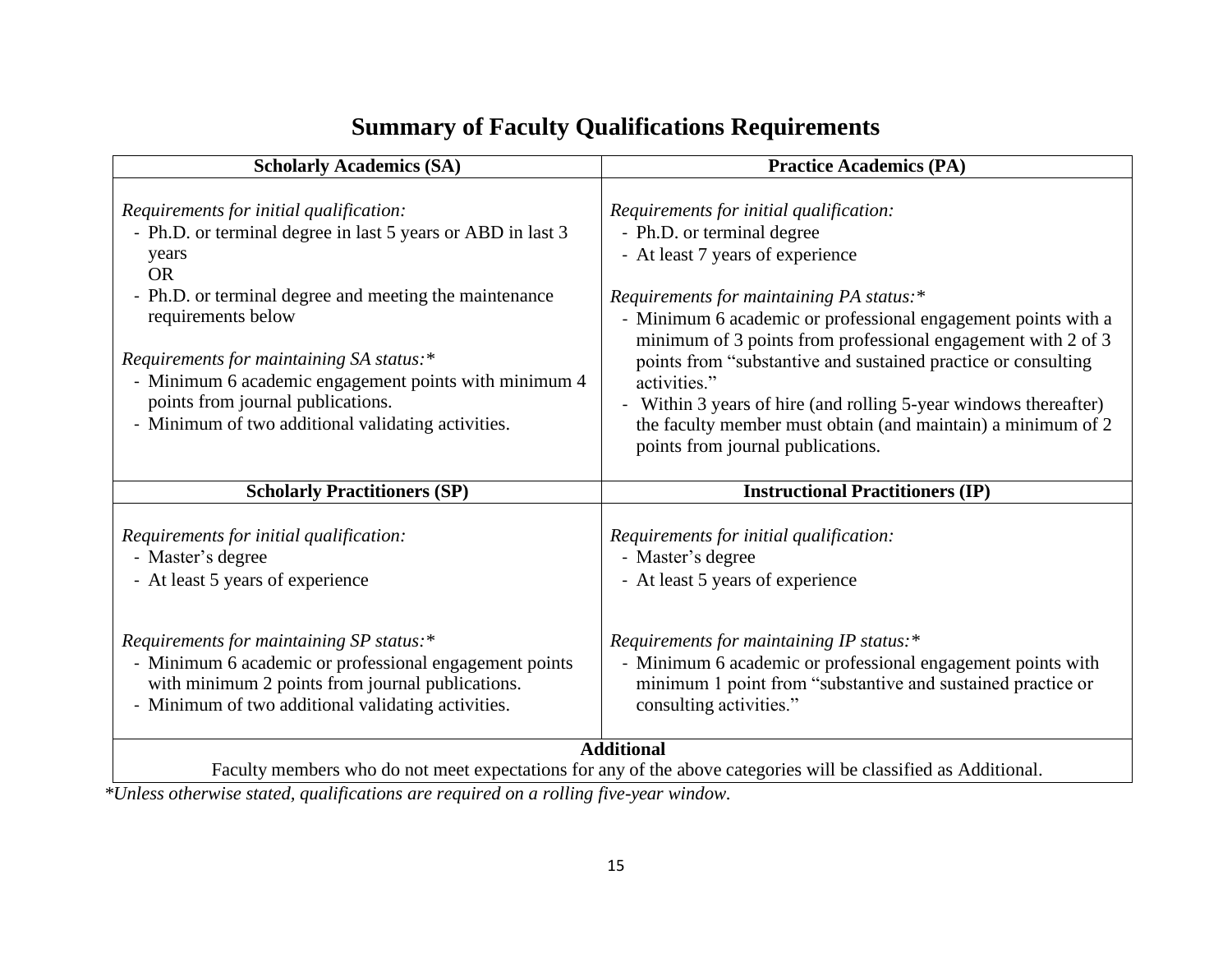# Summary of Faculty Qualifications Requirements

| Scholarly Academics (SA) | Practice Academics (PA) |
|---|---|
| *Requirements for initial qualification:*<br>- Ph.D. or terminal degree in last 5 years or ABD in last 3 years<br>OR<br>- Ph.D. or terminal degree and meeting the maintenance requirements below<br><br>*Requirements for maintaining SA status:\**<br>- Minimum 6 academic engagement points with minimum 4 points from journal publications.<br>- Minimum of two additional validating activities. | *Requirements for initial qualification:*<br>- Ph.D. or terminal degree<br>- At least 7 years of experience<br><br>*Requirements for maintaining PA status:\**<br>- Minimum 6 academic or professional engagement points with a minimum of 3 points from professional engagement with 2 of 3 points from "substantive and sustained practice or consulting activities."<br>- Within 3 years of hire (and rolling 5-year windows thereafter) the faculty member must obtain (and maintain) a minimum of 2 points from journal publications. |
| **Scholarly Practitioners (SP)** | **Instructional Practitioners (IP)** |
| *Requirements for initial qualification:*<br>- Master's degree<br>- At least 5 years of experience<br><br>*Requirements for maintaining SP status:\**<br>- Minimum 6 academic or professional engagement points with minimum 2 points from journal publications.<br>- Minimum of two additional validating activities. | *Requirements for initial qualification:*<br>- Master's degree<br>- At least 5 years of experience<br><br>*Requirements for maintaining IP status:\**<br>- Minimum 6 academic or professional engagement points with minimum 1 point from "substantive and sustained practice or consulting activities." |
| **Additional**<br>Faculty members who do not meet expectations for any of the above categories will be classified as Additional. | |

*\*Unless otherwise stated, qualifications are required on a rolling five-year window.*